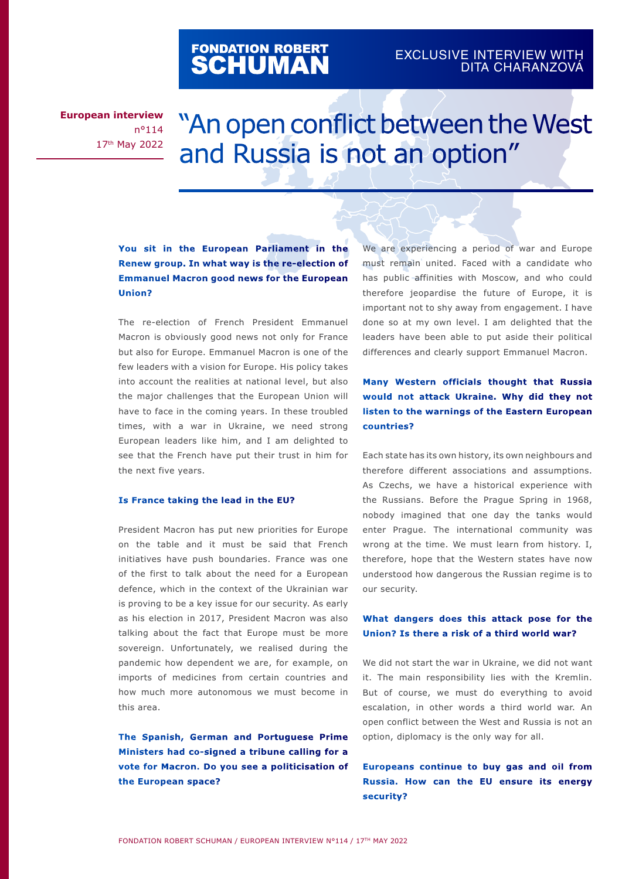FONDATION ROBERT SCHUMAN

EXCLUSIVE INTERVIEW WITH DITA CHARANZOVÁ

**European interview**
n°114
17th May 2022

# "An open conflict between the West and Russia is not an option"

**You sit in the European Parliament in the Renew group. In what way is the re-election of Emmanuel Macron good news for the European Union?**

The re-election of French President Emmanuel Macron is obviously good news not only for France but also for Europe. Emmanuel Macron is one of the few leaders with a vision for Europe. His policy takes into account the realities at national level, but also the major challenges that the European Union will have to face in the coming years. In these troubled times, with a war in Ukraine, we need strong European leaders like him, and I am delighted to see that the French have put their trust in him for the next five years.

**Is France taking the lead in the EU?**

President Macron has put new priorities for Europe on the table and it must be said that French initiatives have push boundaries. France was one of the first to talk about the need for a European defence, which in the context of the Ukrainian war is proving to be a key issue for our security. As early as his election in 2017, President Macron was also talking about the fact that Europe must be more sovereign. Unfortunately, we realised during the pandemic how dependent we are, for example, on imports of medicines from certain countries and how much more autonomous we must become in this area.

**The Spanish, German and Portuguese Prime Ministers had co-signed a tribune calling for a vote for Macron. Do you see a politicisation of the European space?**

We are experiencing a period of war and Europe must remain united. Faced with a candidate who has public affinities with Moscow, and who could therefore jeopardise the future of Europe, it is important not to shy away from engagement. I have done so at my own level. I am delighted that the leaders have been able to put aside their political differences and clearly support Emmanuel Macron.

**Many Western officials thought that Russia would not attack Ukraine. Why did they not listen to the warnings of the Eastern European countries?**

Each state has its own history, its own neighbours and therefore different associations and assumptions. As Czechs, we have a historical experience with the Russians. Before the Prague Spring in 1968, nobody imagined that one day the tanks would enter Prague. The international community was wrong at the time. We must learn from history. I, therefore, hope that the Western states have now understood how dangerous the Russian regime is to our security.

**What dangers does this attack pose for the Union? Is there a risk of a third world war?**

We did not start the war in Ukraine, we did not want it. The main responsibility lies with the Kremlin. But of course, we must do everything to avoid escalation, in other words a third world war. An open conflict between the West and Russia is not an option, diplomacy is the only way for all.

**Europeans continue to buy gas and oil from Russia. How can the EU ensure its energy security?**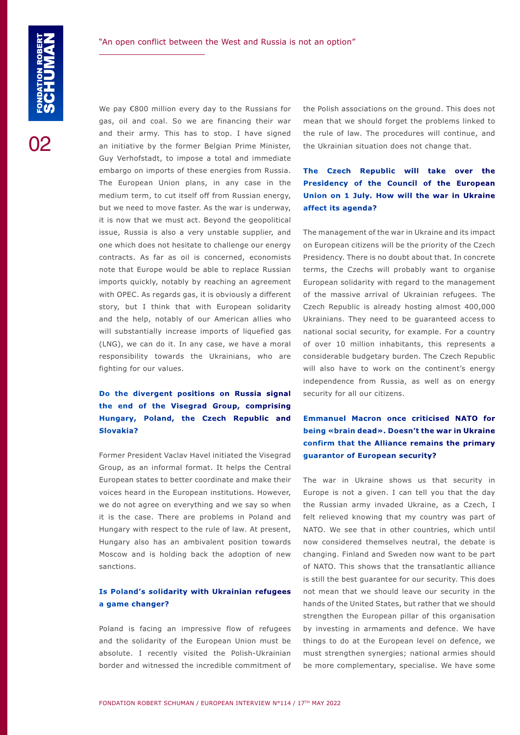We pay €800 million every day to the Russians for gas, oil and coal. So we are financing their war and their army. This has to stop. I have signed an initiative by the former Belgian Prime Minister, Guy Verhofstadt, to impose a total and immediate embargo on imports of these energies from Russia. The European Union plans, in any case in the medium term, to cut itself off from Russian energy, but we need to move faster. As the war is underway, it is now that we must act. Beyond the geopolitical issue, Russia is also a very unstable supplier, and one which does not hesitate to challenge our energy contracts. As far as oil is concerned, economists note that Europe would be able to replace Russian imports quickly, notably by reaching an agreement with OPEC. As regards gas, it is obviously a different story, but I think that with European solidarity and the help, notably of our American allies who will substantially increase imports of liquefied gas (LNG), we can do it. In any case, we have a moral responsibility towards the Ukrainians, who are fighting for our values.

**Do the divergent positions on Russia signal the end of the Visegrad Group, comprising Hungary, Poland, the Czech Republic and Slovakia?**

Former President Vaclav Havel initiated the Visegrad Group, as an informal format. It helps the Central European states to better coordinate and make their voices heard in the European institutions. However, we do not agree on everything and we say so when it is the case. There are problems in Poland and Hungary with respect to the rule of law. At present, Hungary also has an ambivalent position towards Moscow and is holding back the adoption of new sanctions.

**Is Poland's solidarity with Ukrainian refugees a game changer?**

Poland is facing an impressive flow of refugees and the solidarity of the European Union must be absolute. I recently visited the Polish-Ukrainian border and witnessed the incredible commitment of the Polish associations on the ground. This does not mean that we should forget the problems linked to the rule of law. The procedures will continue, and the Ukrainian situation does not change that.

**The Czech Republic will take over the Presidency of the Council of the European Union on 1 July. How will the war in Ukraine affect its agenda?**

The management of the war in Ukraine and its impact on European citizens will be the priority of the Czech Presidency. There is no doubt about that. In concrete terms, the Czechs will probably want to organise European solidarity with regard to the management of the massive arrival of Ukrainian refugees. The Czech Republic is already hosting almost 400,000 Ukrainians. They need to be guaranteed access to national social security, for example. For a country of over 10 million inhabitants, this represents a considerable budgetary burden. The Czech Republic will also have to work on the continent's energy independence from Russia, as well as on energy security for all our citizens.

**Emmanuel Macron once criticised NATO for being «brain dead». Doesn't the war in Ukraine confirm that the Alliance remains the primary guarantor of European security?**

The war in Ukraine shows us that security in Europe is not a given. I can tell you that the day the Russian army invaded Ukraine, as a Czech, I felt relieved knowing that my country was part of NATO. We see that in other countries, which until now considered themselves neutral, the debate is changing. Finland and Sweden now want to be part of NATO. This shows that the transatlantic alliance is still the best guarantee for our security. This does not mean that we should leave our security in the hands of the United States, but rather that we should strengthen the European pillar of this organisation by investing in armaments and defence. We have things to do at the European level on defence, we must strengthen synergies; national armies should be more complementary, specialise. We have some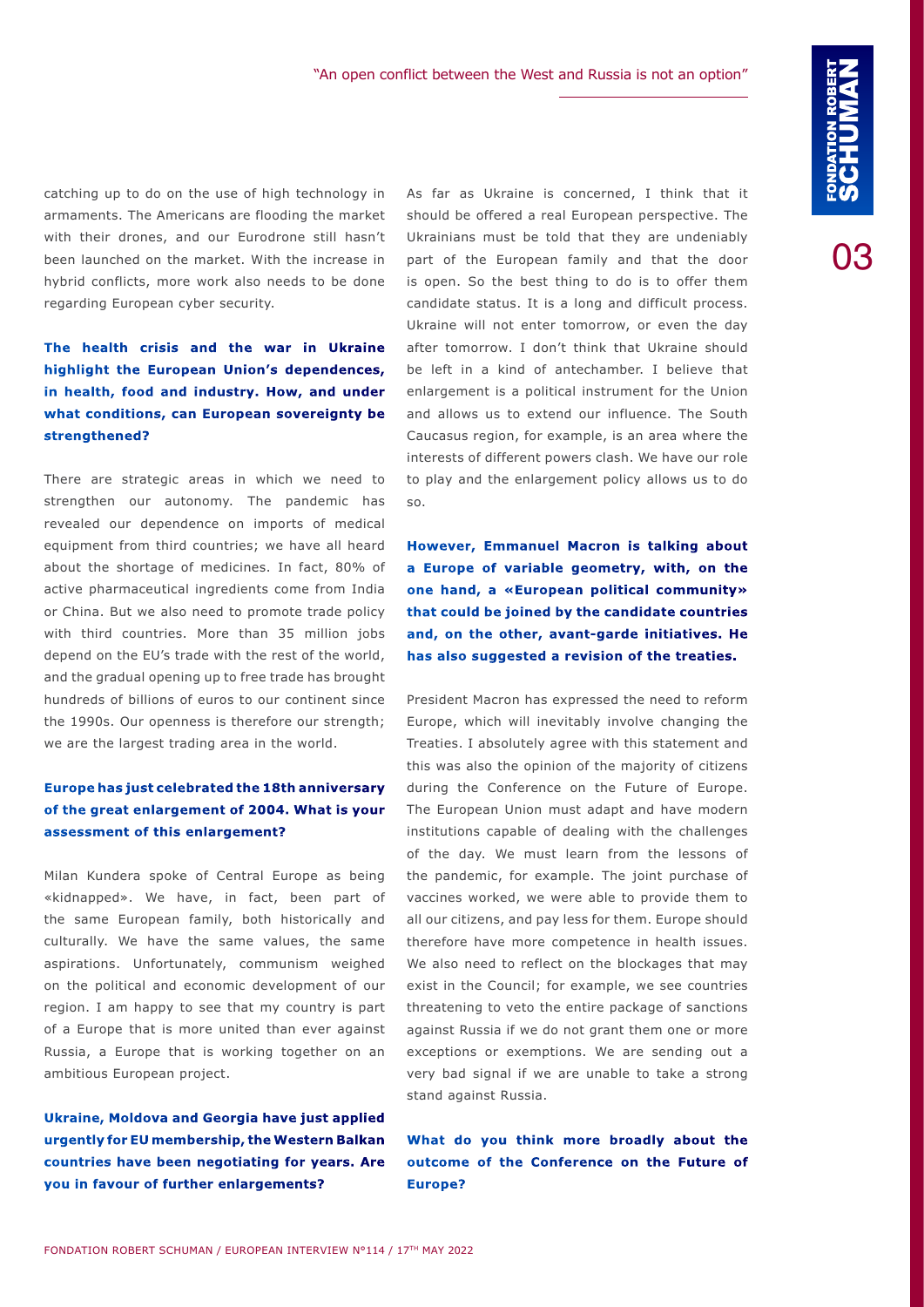catching up to do on the use of high technology in armaments. The Americans are flooding the market with their drones, and our Eurodrone still hasn't been launched on the market. With the increase in hybrid conflicts, more work also needs to be done regarding European cyber security.

**The health crisis and the war in Ukraine highlight the European Union's dependences, in health, food and industry. How, and under what conditions, can European sovereignty be strengthened?**

There are strategic areas in which we need to strengthen our autonomy. The pandemic has revealed our dependence on imports of medical equipment from third countries; we have all heard about the shortage of medicines. In fact, 80% of active pharmaceutical ingredients come from India or China. But we also need to promote trade policy with third countries. More than 35 million jobs depend on the EU's trade with the rest of the world, and the gradual opening up to free trade has brought hundreds of billions of euros to our continent since the 1990s. Our openness is therefore our strength; we are the largest trading area in the world.

**Europe has just celebrated the 18th anniversary of the great enlargement of 2004. What is your assessment of this enlargement?**

Milan Kundera spoke of Central Europe as being «kidnapped». We have, in fact, been part of the same European family, both historically and culturally. We have the same values, the same aspirations. Unfortunately, communism weighed on the political and economic development of our region. I am happy to see that my country is part of a Europe that is more united than ever against Russia, a Europe that is working together on an ambitious European project.

**Ukraine, Moldova and Georgia have just applied urgently for EU membership, the Western Balkan countries have been negotiating for years. Are you in favour of further enlargements?**

As far as Ukraine is concerned, I think that it should be offered a real European perspective. The Ukrainians must be told that they are undeniably part of the European family and that the door is open. So the best thing to do is to offer them candidate status. It is a long and difficult process. Ukraine will not enter tomorrow, or even the day after tomorrow. I don't think that Ukraine should be left in a kind of antechamber. I believe that enlargement is a political instrument for the Union and allows us to extend our influence. The South Caucasus region, for example, is an area where the interests of different powers clash. We have our role to play and the enlargement policy allows us to do so.

**However, Emmanuel Macron is talking about a Europe of variable geometry, with, on the one hand, a «European political community» that could be joined by the candidate countries and, on the other, avant-garde initiatives. He has also suggested a revision of the treaties.**

President Macron has expressed the need to reform Europe, which will inevitably involve changing the Treaties. I absolutely agree with this statement and this was also the opinion of the majority of citizens during the Conference on the Future of Europe. The European Union must adapt and have modern institutions capable of dealing with the challenges of the day. We must learn from the lessons of the pandemic, for example. The joint purchase of vaccines worked, we were able to provide them to all our citizens, and pay less for them. Europe should therefore have more competence in health issues. We also need to reflect on the blockages that may exist in the Council; for example, we see countries threatening to veto the entire package of sanctions against Russia if we do not grant them one or more exceptions or exemptions. We are sending out a very bad signal if we are unable to take a strong stand against Russia.

**What do you think more broadly about the outcome of the Conference on the Future of Europe?**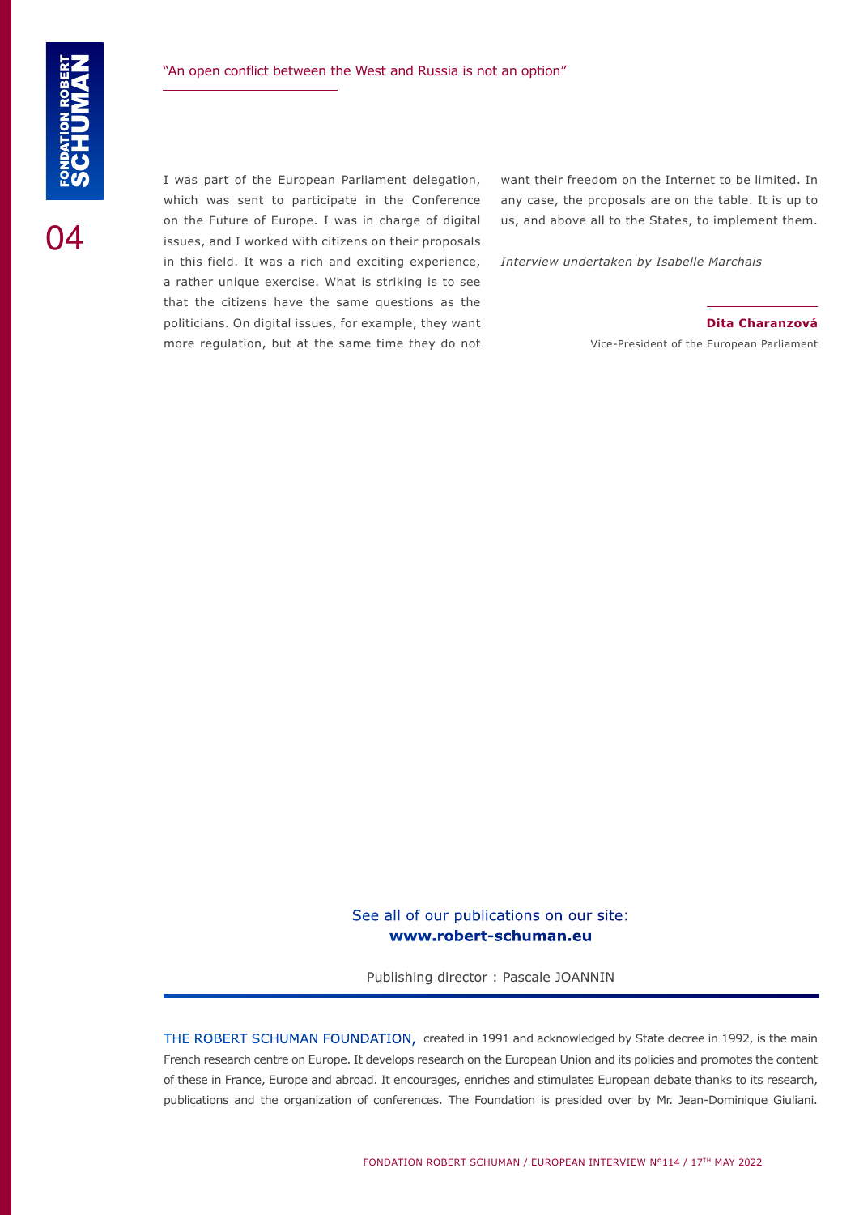I was part of the European Parliament delegation, which was sent to participate in the Conference on the Future of Europe. I was in charge of digital issues, and I worked with citizens on their proposals in this field. It was a rich and exciting experience, a rather unique exercise. What is striking is to see that the citizens have the same questions as the politicians. On digital issues, for example, they want more regulation, but at the same time they do not want their freedom on the Internet to be limited. In any case, the proposals are on the table. It is up to us, and above all to the States, to implement them.

*Interview undertaken by Isabelle Marchais*

**Dita Charanzová**

Vice-President of the European Parliament

See all of our publications on our site:
**www.robert-schuman.eu**

Publishing director : Pascale JOANNIN

THE ROBERT SCHUMAN FOUNDATION, created in 1991 and acknowledged by State decree in 1992, is the main French research centre on Europe. It develops research on the European Union and its policies and promotes the content of these in France, Europe and abroad. It encourages, enriches and stimulates European debate thanks to its research, publications and the organization of conferences. The Foundation is presided over by Mr. Jean-Dominique Giuliani.